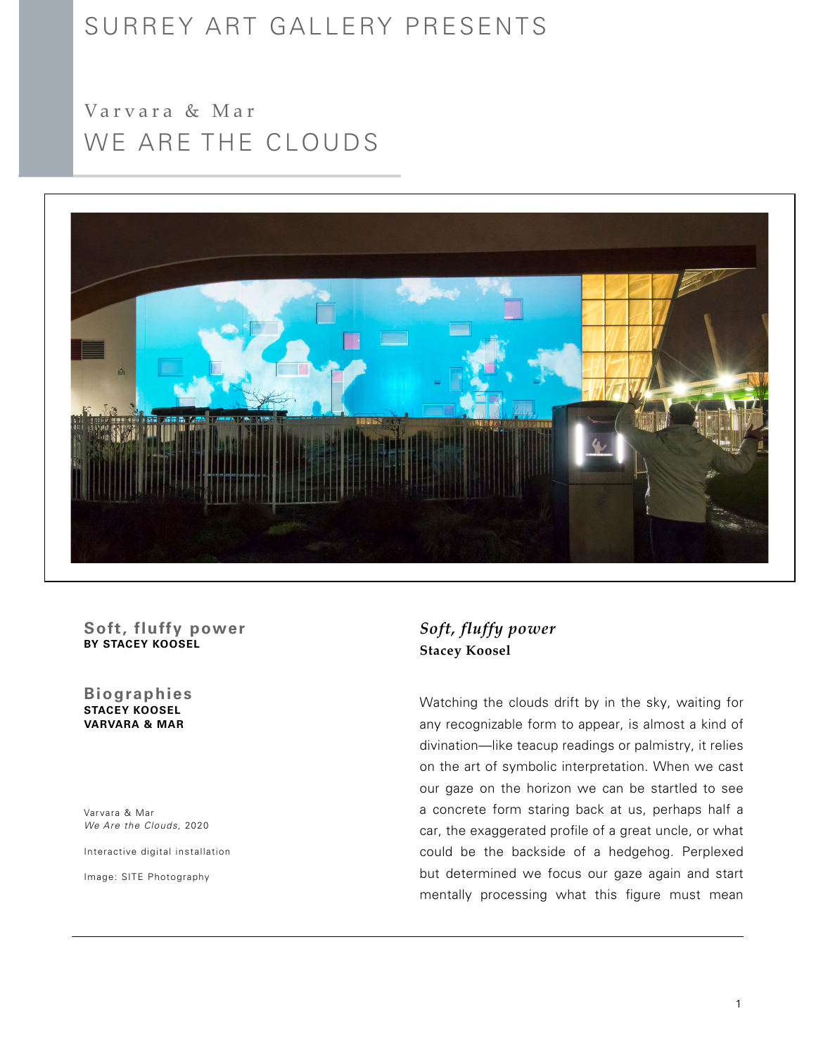# SURREY ART GALLERY PRESENTS

## Varvara & Mar

# WE ARE THE CLOUDS

**Soft, fluffy power**
**BY STACEY KOOSEL**

**Biographies**
**STACEY KOOSEL**
**VARVARA & MAR**

Varvara & Mar
*We Are the Clouds*, 2020

Interactive digital installation

Image: SITE Photography

## *Soft, fluffy power*

**Stacey Koosel**

Watching the clouds drift by in the sky, waiting for any recognizable form to appear, is almost a kind of divination—like teacup readings or palmistry, it relies on the art of symbolic interpretation. When we cast our gaze on the horizon we can be startled to see a concrete form staring back at us, perhaps half a car, the exaggerated profile of a great uncle, or what could be the backside of a hedgehog. Perplexed but determined we focus our gaze again and start mentally processing what this figure must mean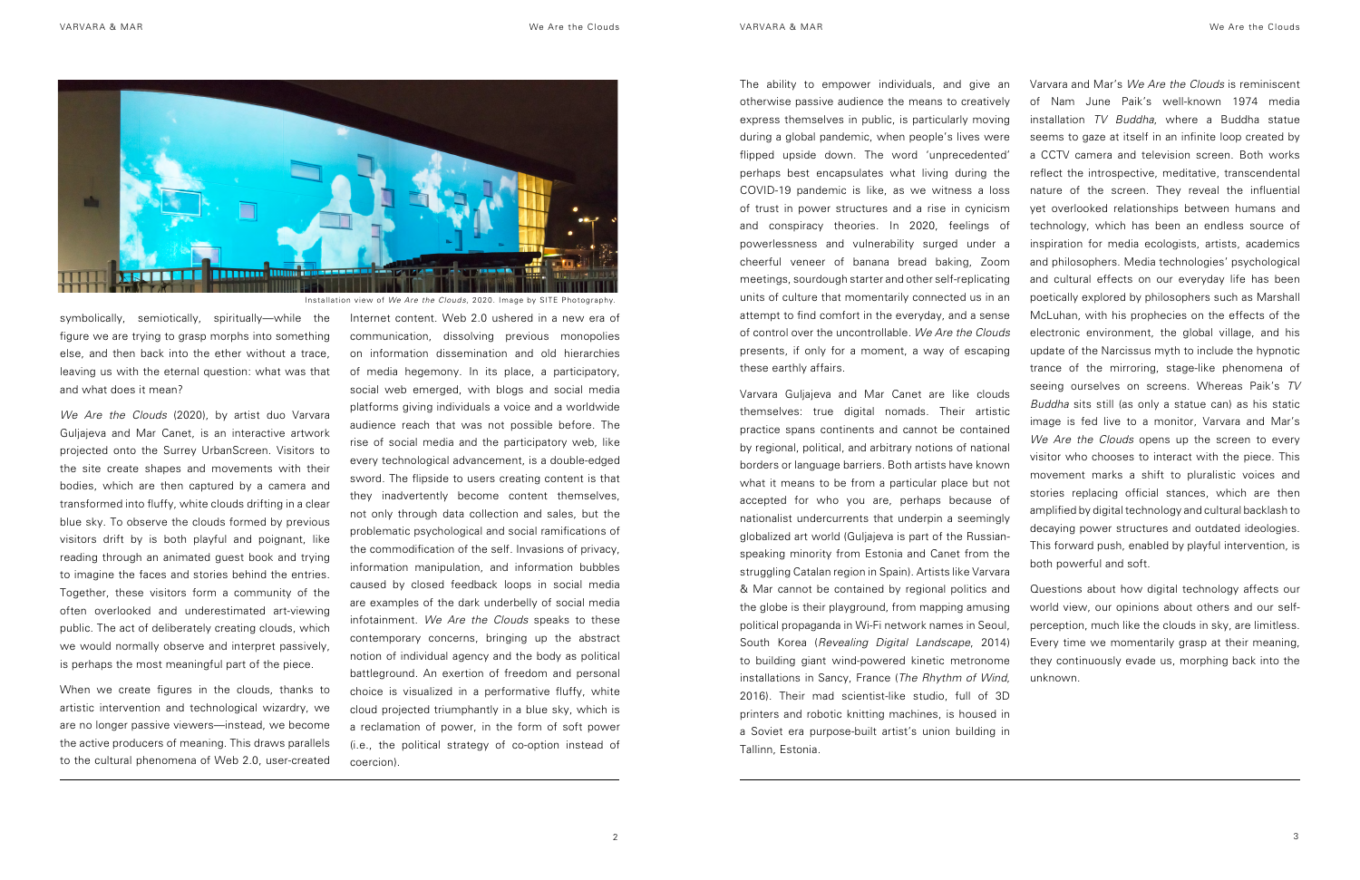Installation view of *We Are the Clouds*, 2020. Image by SITE Photography.

symbolically, semiotically, spiritually—while the figure we are trying to grasp morphs into something else, and then back into the ether without a trace, leaving us with the eternal question: what was that and what does it mean?

*We Are the Clouds* (2020), by artist duo Varvara Guljajeva and Mar Canet, is an interactive artwork projected onto the Surrey UrbanScreen. Visitors to the site create shapes and movements with their bodies, which are then captured by a camera and transformed into fluffy, white clouds drifting in a clear blue sky. To observe the clouds formed by previous visitors drift by is both playful and poignant, like reading through an animated guest book and trying to imagine the faces and stories behind the entries. Together, these visitors form a community of the often overlooked and underestimated art-viewing public. The act of deliberately creating clouds, which we would normally observe and interpret passively, is perhaps the most meaningful part of the piece.

When we create figures in the clouds, thanks to artistic intervention and technological wizardry, we are no longer passive viewers—instead, we become the active producers of meaning. This draws parallels to the cultural phenomena of Web 2.0, user-created Internet content. Web 2.0 ushered in a new era of communication, dissolving previous monopolies on information dissemination and old hierarchies of media hegemony. In its place, a participatory, social web emerged, with blogs and social media platforms giving individuals a voice and a worldwide audience reach that was not possible before. The rise of social media and the participatory web, like every technological advancement, is a double-edged sword. The flipside to users creating content is that they inadvertently become content themselves, not only through data collection and sales, but the problematic psychological and social ramifications of the commodification of the self. Invasions of privacy, information manipulation, and information bubbles caused by closed feedback loops in social media are examples of the dark underbelly of social media infotainment. *We Are the Clouds* speaks to these contemporary concerns, bringing up the abstract notion of individual agency and the body as political battleground. An exertion of freedom and personal choice is visualized in a performative fluffy, white cloud projected triumphantly in a blue sky, which is a reclamation of power, in the form of soft power (i.e., the political strategy of co-option instead of coercion).

The ability to empower individuals, and give an otherwise passive audience the means to creatively express themselves in public, is particularly moving during a global pandemic, when people's lives were flipped upside down. The word 'unprecedented' perhaps best encapsulates what living during the COVID-19 pandemic is like, as we witness a loss of trust in power structures and a rise in cynicism and conspiracy theories. In 2020, feelings of powerlessness and vulnerability surged under a cheerful veneer of banana bread baking, Zoom meetings, sourdough starter and other self-replicating units of culture that momentarily connected us in an attempt to find comfort in the everyday, and a sense of control over the uncontrollable. *We Are the Clouds* presents, if only for a moment, a way of escaping these earthly affairs.

Varvara Guljajeva and Mar Canet are like clouds themselves: true digital nomads. Their artistic practice spans continents and cannot be contained by regional, political, and arbitrary notions of national borders or language barriers. Both artists have known what it means to be from a particular place but not accepted for who you are, perhaps because of nationalist undercurrents that underpin a seemingly globalized art world (Guljajeva is part of the Russian-speaking minority from Estonia and Canet from the struggling Catalan region in Spain). Artists like Varvara & Mar cannot be contained by regional politics and the globe is their playground, from mapping amusing political propaganda in Wi-Fi network names in Seoul, South Korea (*Revealing Digital Landscape*, 2014) to building giant wind-powered kinetic metronome installations in Sancy, France (*The Rhythm of Wind*, 2016). Their mad scientist-like studio, full of 3D printers and robotic knitting machines, is housed in a Soviet era purpose-built artist's union building in Tallinn, Estonia.

Varvara and Mar's *We Are the Clouds* is reminiscent of Nam June Paik's well-known 1974 media installation *TV Buddha*, where a Buddha statue seems to gaze at itself in an infinite loop created by a CCTV camera and television screen. Both works reflect the introspective, meditative, transcendental nature of the screen. They reveal the influential yet overlooked relationships between humans and technology, which has been an endless source of inspiration for media ecologists, artists, academics and philosophers. Media technologies' psychological and cultural effects on our everyday life has been poetically explored by philosophers such as Marshall McLuhan, with his prophecies on the effects of the electronic environment, the global village, and his update of the Narcissus myth to include the hypnotic trance of the mirroring, stage-like phenomena of seeing ourselves on screens. Whereas Paik's *TV Buddha* sits still (as only a statue can) as his static image is fed live to a monitor, Varvara and Mar's *We Are the Clouds* opens up the screen to every visitor who chooses to interact with the piece. This movement marks a shift to pluralistic voices and stories replacing official stances, which are then amplified by digital technology and cultural backlash to decaying power structures and outdated ideologies. This forward push, enabled by playful intervention, is both powerful and soft.

Questions about how digital technology affects our world view, our opinions about others and our self-perception, much like the clouds in sky, are limitless. Every time we momentarily grasp at their meaning, they continuously evade us, morphing back into the unknown.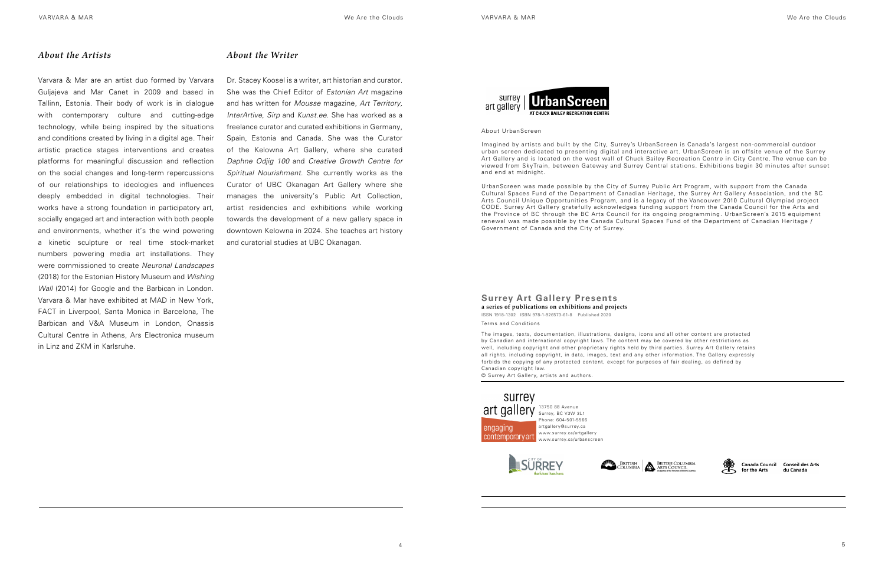### *About the Artists*

Varvara & Mar are an artist duo formed by Varvara Guljajeva and Mar Canet in 2009 and based in Tallinn, Estonia. Their body of work is in dialogue with contemporary culture and cutting-edge technology, while being inspired by the situations and conditions created by living in a digital age. Their artistic practice stages interventions and creates platforms for meaningful discussion and reflection on the social changes and long-term repercussions of our relationships to ideologies and influences deeply embedded in digital technologies. Their works have a strong foundation in participatory art, socially engaged art and interaction with both people and environments, whether it's the wind powering a kinetic sculpture or real time stock-market numbers powering media art installations. They were commissioned to create *Neuronal Landscapes* (2018) for the Estonian History Museum and *Wishing Wall* (2014) for Google and the Barbican in London. Varvara & Mar have exhibited at MAD in New York, FACT in Liverpool, Santa Monica in Barcelona, The Barbican and V&A Museum in London, Onassis Cultural Centre in Athens, Ars Electronica museum in Linz and ZKM in Karlsruhe.

### *About the Writer*

Dr. Stacey Koosel is a writer, art historian and curator. She was the Chief Editor of *Estonian Art* magazine and has written for *Mousse* magazine, *Art Territory, InterArtive, Sirp* and *Kunst.ee*. She has worked as a freelance curator and curated exhibitions in Germany, Spain, Estonia and Canada. She was the Curator of the Kelowna Art Gallery, where she curated *Daphne Odjig 100* and *Creative Growth Centre for Spiritual Nourishment*. She currently works as the Curator of UBC Okanagan Art Gallery where she manages the university's Public Art Collection, artist residencies and exhibitions while working towards the development of a new gallery space in downtown Kelowna in 2024. She teaches art history and curatorial studies at UBC Okanagan.

surrey art gallery | UrbanScreen AT CHUCK BAILEY RECREATION CENTRE

About UrbanScreen

Imagined by artists and built by the City, Surrey's UrbanScreen is Canada's largest non-commercial outdoor urban screen dedicated to presenting digital and interactive art. UrbanScreen is an offsite venue of the Surrey Art Gallery and is located on the west wall of Chuck Bailey Recreation Centre in City Centre. The venue can be viewed from SkyTrain, between Gateway and Surrey Central stations. Exhibitions begin 30 minutes after sunset and end at midnight.

UrbanScreen was made possible by the City of Surrey Public Art Program, with support from the Canada Cultural Spaces Fund of the Department of Canadian Heritage, the Surrey Art Gallery Association, and the BC Arts Council Unique Opportunities Program, and is a legacy of the Vancouver 2010 Cultural Olympiad project CODE. Surrey Art Gallery gratefully acknowledges funding support from the Canada Council for the Arts and the Province of BC through the BC Arts Council for its ongoing programming. UrbanScreen's 2015 equipment renewal was made possible by the Canada Cultural Spaces Fund of the Department of Canadian Heritage / Government of Canada and the City of Surrey.

**Surrey Art Gallery Presents**
**a series of publications on exhibitions and projects**

ISSN 1918-1302 ISBN 978-1-926573-61-8 Published 2020

Terms and Conditions

The images, texts, documentation, illustrations, designs, icons and all other content are protected by Canadian and international copyright laws. The content may be covered by other restrictions as well, including copyright and other proprietary rights held by third parties. Surrey Art Gallery retains all rights, including copyright, in data, images, text and any other information. The Gallery expressly forbids the copying of any protected content, except for purposes of fair dealing, as defined by Canadian copyright law.

© Surrey Art Gallery, artists and authors.

surrey art gallery
engaging contemporary art

13750 88 Avenue
Surrey, BC V3W 3L1
Phone: 604-501-5566
artgallery@surrey.ca
www.surrey.ca/artgallery
www.surrey.ca/urbanscreen

CITY OF SURREY the future lives here.

BRITISH COLUMBIA | BRITISH COLUMBIA ARTS COUNCIL

Canada Council for the Arts | Conseil des Arts du Canada